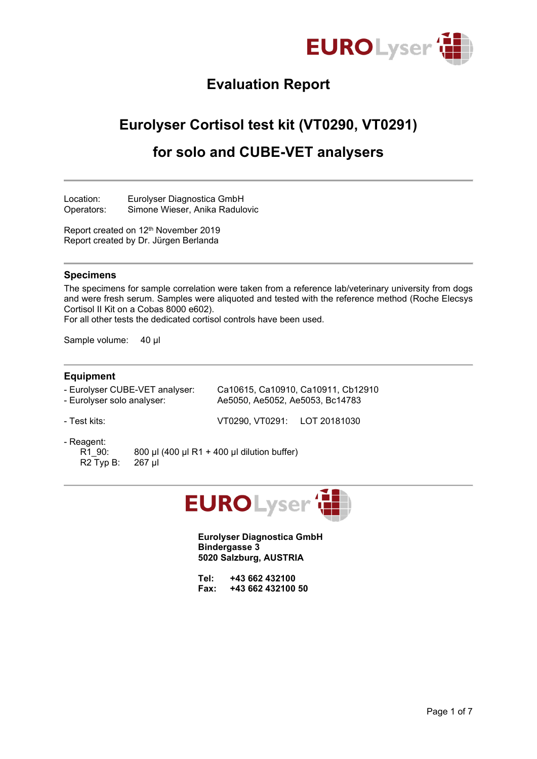EUROLyser

# Evaluation Report

## Eurolyser Cortisol test kit (VT0290, VT0291)

## for solo and CUBE-VET analysers

---

Location: Eurolyser Diagnostica GmbH
Operators: Simone Wieser, Anika Radulovic

Report created on 12th November 2019
Report created by Dr. Jürgen Berlanda

---

### Specimens

The specimens for sample correlation were taken from a reference lab/veterinary university from dogs and were fresh serum. Samples were aliquoted and tested with the reference method (Roche Elecsys Cortisol II Kit on a Cobas 8000 e602).
For all other tests the dedicated cortisol controls have been used.

Sample volume: 40 µl

---

### Equipment

- Eurolyser CUBE-VET analyser: Ca10615, Ca10910, Ca10911, Cb12910
- Eurolyser solo analyser: Ae5050, Ae5052, Ae5053, Bc14783

- Test kits: VT0290, VT0291: LOT 20181030

- Reagent:
  - R1_90: 800 µl (400 µl R1 + 400 µl dilution buffer)
  - R2 Typ B: 267 µl

---

EUROLyser

**Eurolyser Diagnostica GmbH**
**Bindergasse 3**
**5020 Salzburg, AUSTRIA**

**Tel: +43 662 432100**
**Fax: +43 662 432100 50**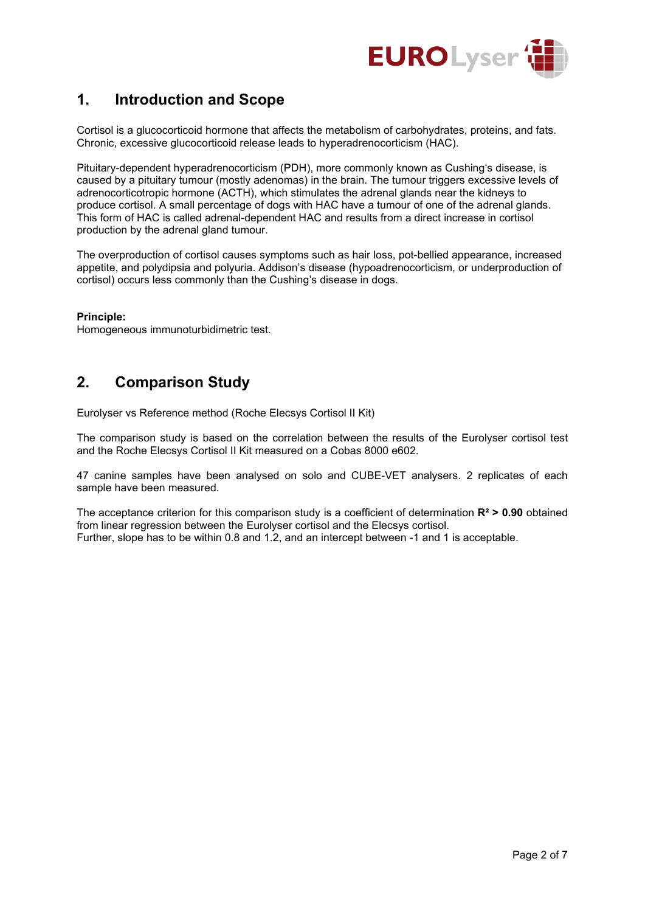## 1. Introduction and Scope

Cortisol is a glucocorticoid hormone that affects the metabolism of carbohydrates, proteins, and fats. Chronic, excessive glucocorticoid release leads to hyperadrenocorticism (HAC).

Pituitary-dependent hyperadrenocorticism (PDH), more commonly known as Cushing's disease, is caused by a pituitary tumour (mostly adenomas) in the brain. The tumour triggers excessive levels of adrenocorticotropic hormone (ACTH), which stimulates the adrenal glands near the kidneys to produce cortisol. A small percentage of dogs with HAC have a tumour of one of the adrenal glands. This form of HAC is called adrenal-dependent HAC and results from a direct increase in cortisol production by the adrenal gland tumour.

The overproduction of cortisol causes symptoms such as hair loss, pot-bellied appearance, increased appetite, and polydipsia and polyuria. Addison's disease (hypoadrenocorticism, or underproduction of cortisol) occurs less commonly than the Cushing's disease in dogs.

**Principle:**
Homogeneous immunoturbidimetric test.

## 2. Comparison Study

Eurolyser vs Reference method (Roche Elecsys Cortisol II Kit)

The comparison study is based on the correlation between the results of the Eurolyser cortisol test and the Roche Elecsys Cortisol II Kit measured on a Cobas 8000 e602.

47 canine samples have been analysed on solo and CUBE-VET analysers. 2 replicates of each sample have been measured.

The acceptance criterion for this comparison study is a coefficient of determination **$R^2 > 0.90$** obtained from linear regression between the Eurolyser cortisol and the Elecsys cortisol.
Further, slope has to be within 0.8 and 1.2, and an intercept between -1 and 1 is acceptable.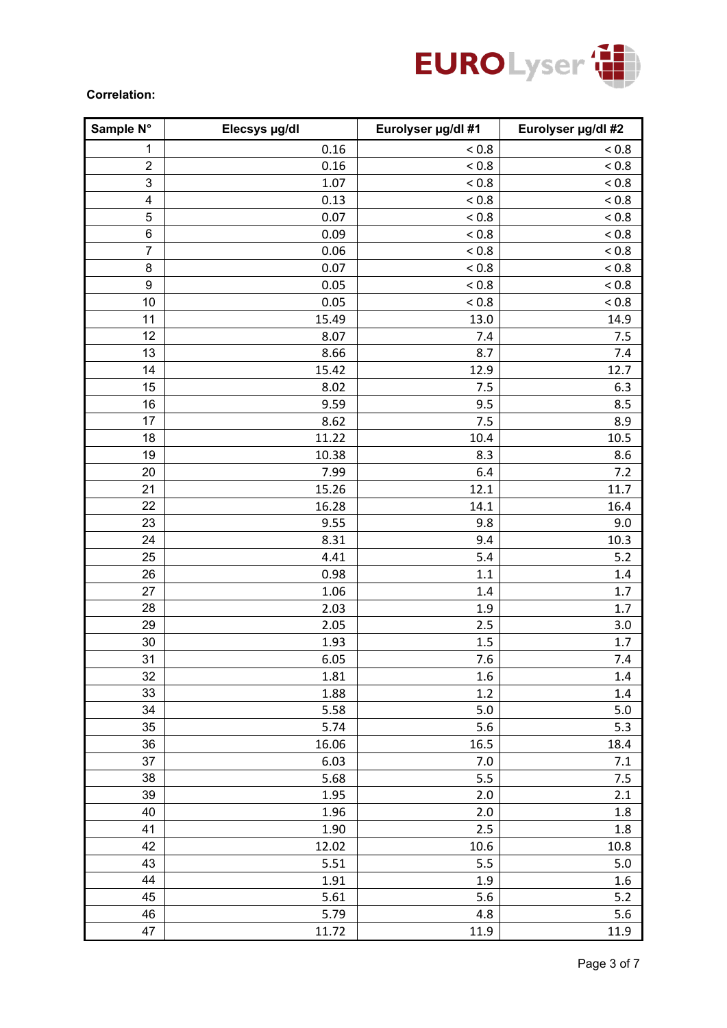**Correlation:**

| Sample N° | Elecsys µg/dl | Eurolyser µg/dl #1 | Eurolyser µg/dl #2 |
|---|---|---|---|
| 1 | 0.16 | < 0.8 | < 0.8 |
| 2 | 0.16 | < 0.8 | < 0.8 |
| 3 | 1.07 | < 0.8 | < 0.8 |
| 4 | 0.13 | < 0.8 | < 0.8 |
| 5 | 0.07 | < 0.8 | < 0.8 |
| 6 | 0.09 | < 0.8 | < 0.8 |
| 7 | 0.06 | < 0.8 | < 0.8 |
| 8 | 0.07 | < 0.8 | < 0.8 |
| 9 | 0.05 | < 0.8 | < 0.8 |
| 10 | 0.05 | < 0.8 | < 0.8 |
| 11 | 15.49 | 13.0 | 14.9 |
| 12 | 8.07 | 7.4 | 7.5 |
| 13 | 8.66 | 8.7 | 7.4 |
| 14 | 15.42 | 12.9 | 12.7 |
| 15 | 8.02 | 7.5 | 6.3 |
| 16 | 9.59 | 9.5 | 8.5 |
| 17 | 8.62 | 7.5 | 8.9 |
| 18 | 11.22 | 10.4 | 10.5 |
| 19 | 10.38 | 8.3 | 8.6 |
| 20 | 7.99 | 6.4 | 7.2 |
| 21 | 15.26 | 12.1 | 11.7 |
| 22 | 16.28 | 14.1 | 16.4 |
| 23 | 9.55 | 9.8 | 9.0 |
| 24 | 8.31 | 9.4 | 10.3 |
| 25 | 4.41 | 5.4 | 5.2 |
| 26 | 0.98 | 1.1 | 1.4 |
| 27 | 1.06 | 1.4 | 1.7 |
| 28 | 2.03 | 1.9 | 1.7 |
| 29 | 2.05 | 2.5 | 3.0 |
| 30 | 1.93 | 1.5 | 1.7 |
| 31 | 6.05 | 7.6 | 7.4 |
| 32 | 1.81 | 1.6 | 1.4 |
| 33 | 1.88 | 1.2 | 1.4 |
| 34 | 5.58 | 5.0 | 5.0 |
| 35 | 5.74 | 5.6 | 5.3 |
| 36 | 16.06 | 16.5 | 18.4 |
| 37 | 6.03 | 7.0 | 7.1 |
| 38 | 5.68 | 5.5 | 7.5 |
| 39 | 1.95 | 2.0 | 2.1 |
| 40 | 1.96 | 2.0 | 1.8 |
| 41 | 1.90 | 2.5 | 1.8 |
| 42 | 12.02 | 10.6 | 10.8 |
| 43 | 5.51 | 5.5 | 5.0 |
| 44 | 1.91 | 1.9 | 1.6 |
| 45 | 5.61 | 5.6 | 5.2 |
| 46 | 5.79 | 4.8 | 5.6 |
| 47 | 11.72 | 11.9 | 11.9 |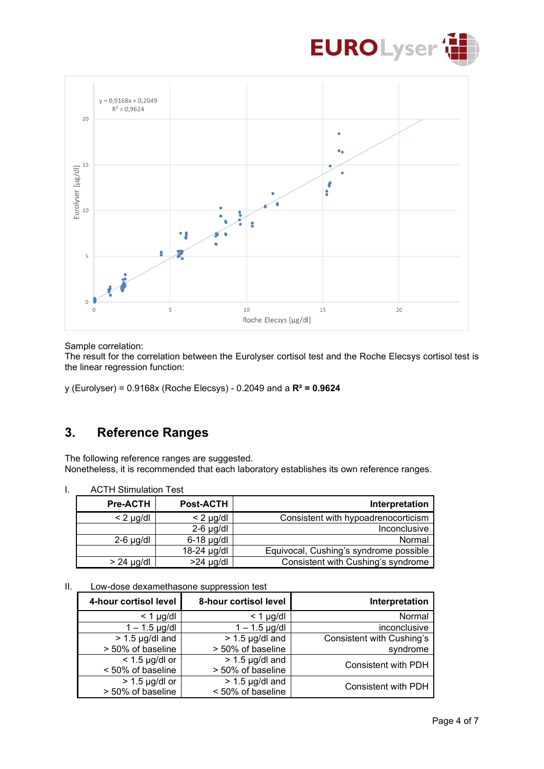Sample correlation:
The result for the correlation between the Eurolyser cortisol test and the Roche Elecsys cortisol test is the linear regression function:

y (Eurolyser) = 0.9168x (Roche Elecsys) - 0.2049 and a **$R^2$ = 0.9624**

## 3. Reference Ranges

The following reference ranges are suggested.
Nonetheless, it is recommended that each laboratory establishes its own reference ranges.

I. ACTH Stimulation Test

| Pre-ACTH | Post-ACTH | Interpretation |
|---|---|---|
| < 2 µg/dl | < 2 µg/dl | Consistent with hypoadrenocorticism |
| | 2-6 µg/dl | Inconclusive |
| 2-6 µg/dl | 6-18 µg/dl | Normal |
| | 18-24 µg/dl | Equivocal, Cushing's syndrome possible |
| > 24 µg/dl | >24 µg/dl | Consistent with Cushing's syndrome |

II. Low-dose dexamethasone suppression test

| 4-hour cortisol level | 8-hour cortisol level | Interpretation |
|---|---|---|
| < 1 µg/dl | < 1 µg/dl | Normal |
| 1 – 1.5 µg/dl | 1 – 1.5 µg/dl | inconclusive |
| > 1.5 µg/dl and > 50% of baseline | > 1.5 µg/dl and > 50% of baseline | Consistent with Cushing's syndrome |
| < 1.5 µg/dl or < 50% of baseline | > 1.5 µg/dl and > 50% of baseline | Consistent with PDH |
| > 1.5 µg/dl or > 50% of baseline | > 1.5 µg/dl and < 50% of baseline | Consistent with PDH |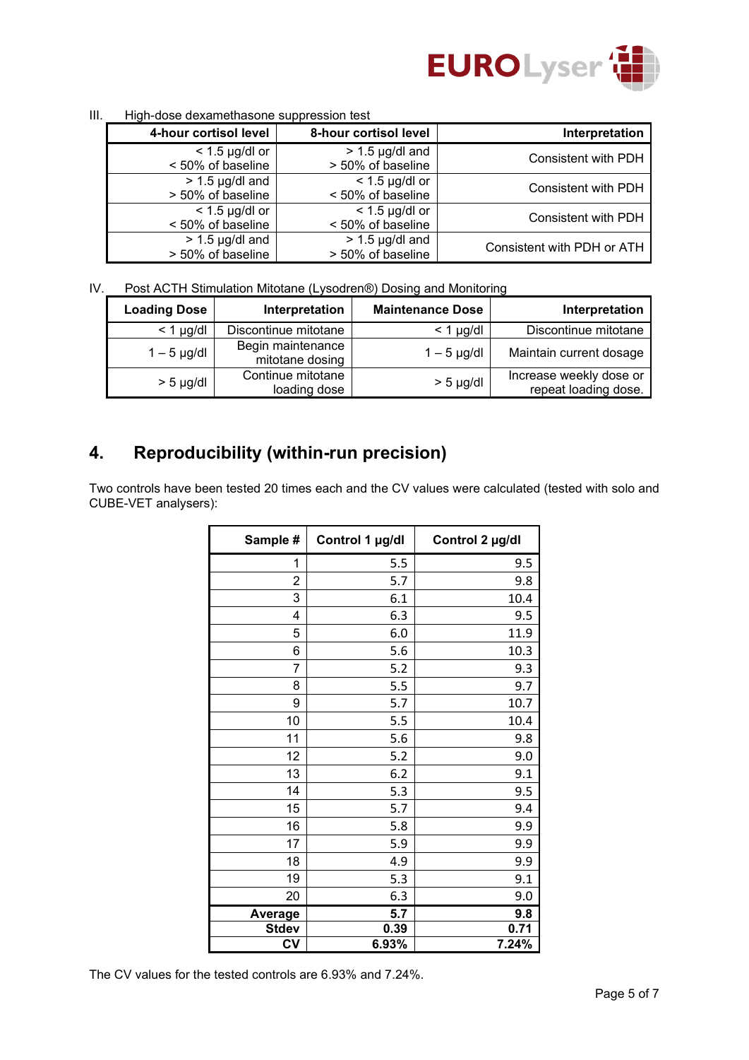III. High-dose dexamethasone suppression test

| 4-hour cortisol level | 8-hour cortisol level | Interpretation |
|---|---|---|
| < 1.5 µg/dl or < 50% of baseline | > 1.5 µg/dl and > 50% of baseline | Consistent with PDH |
| > 1.5 µg/dl and > 50% of baseline | < 1.5 µg/dl or < 50% of baseline | Consistent with PDH |
| < 1.5 µg/dl or < 50% of baseline | < 1.5 µg/dl or < 50% of baseline | Consistent with PDH |
| > 1.5 µg/dl and > 50% of baseline | > 1.5 µg/dl and > 50% of baseline | Consistent with PDH or ATH |

IV. Post ACTH Stimulation Mitotane (Lysodren®) Dosing and Monitoring

| Loading Dose | Interpretation | Maintenance Dose | Interpretation |
|---|---|---|---|
| < 1 µg/dl | Discontinue mitotane | < 1 µg/dl | Discontinue mitotane |
| 1 – 5 µg/dl | Begin maintenance mitotane dosing | 1 – 5 µg/dl | Maintain current dosage |
| > 5 µg/dl | Continue mitotane loading dose | > 5 µg/dl | Increase weekly dose or repeat loading dose. |

## 4. Reproducibility (within-run precision)

Two controls have been tested 20 times each and the CV values were calculated (tested with solo and CUBE-VET analysers):

| Sample # | Control 1 µg/dl | Control 2 µg/dl |
|---|---|---|
| 1 | 5.5 | 9.5 |
| 2 | 5.7 | 9.8 |
| 3 | 6.1 | 10.4 |
| 4 | 6.3 | 9.5 |
| 5 | 6.0 | 11.9 |
| 6 | 5.6 | 10.3 |
| 7 | 5.2 | 9.3 |
| 8 | 5.5 | 9.7 |
| 9 | 5.7 | 10.7 |
| 10 | 5.5 | 10.4 |
| 11 | 5.6 | 9.8 |
| 12 | 5.2 | 9.0 |
| 13 | 6.2 | 9.1 |
| 14 | 5.3 | 9.5 |
| 15 | 5.7 | 9.4 |
| 16 | 5.8 | 9.9 |
| 17 | 5.9 | 9.9 |
| 18 | 4.9 | 9.9 |
| 19 | 5.3 | 9.1 |
| 20 | 6.3 | 9.0 |
| **Average** | **5.7** | **9.8** |
| **Stdev** | **0.39** | **0.71** |
| **CV** | **6.93%** | **7.24%** |

The CV values for the tested controls are 6.93% and 7.24%.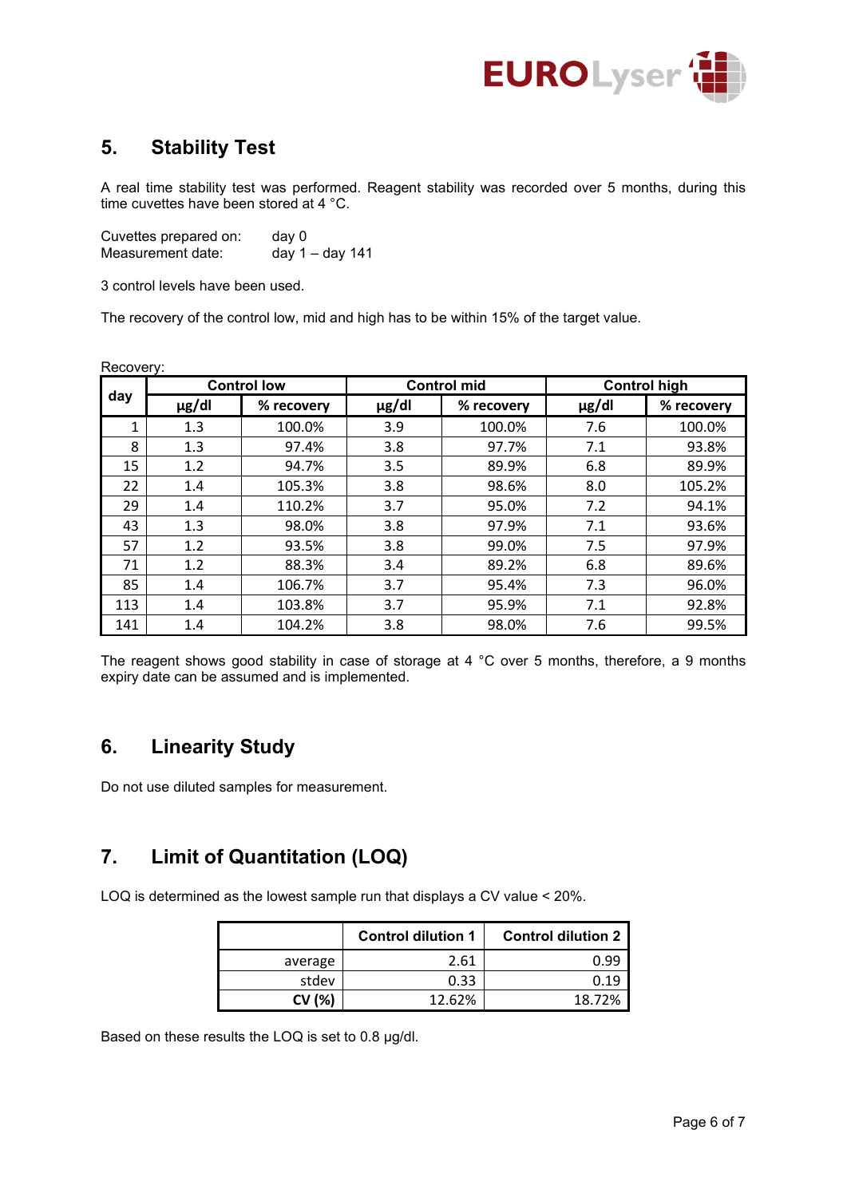## 5. Stability Test

A real time stability test was performed. Reagent stability was recorded over 5 months, during this time cuvettes have been stored at 4 °C.

Cuvettes prepared on: day 0
Measurement date: day 1 – day 141

3 control levels have been used.

The recovery of the control low, mid and high has to be within 15% of the target value.

Recovery:

| day | Control low | | Control mid | | Control high | |
|---|---|---|---|---|---|---|
| | µg/dl | % recovery | µg/dl | % recovery | µg/dl | % recovery |
| 1 | 1.3 | 100.0% | 3.9 | 100.0% | 7.6 | 100.0% |
| 8 | 1.3 | 97.4% | 3.8 | 97.7% | 7.1 | 93.8% |
| 15 | 1.2 | 94.7% | 3.5 | 89.9% | 6.8 | 89.9% |
| 22 | 1.4 | 105.3% | 3.8 | 98.6% | 8.0 | 105.2% |
| 29 | 1.4 | 110.2% | 3.7 | 95.0% | 7.2 | 94.1% |
| 43 | 1.3 | 98.0% | 3.8 | 97.9% | 7.1 | 93.6% |
| 57 | 1.2 | 93.5% | 3.8 | 99.0% | 7.5 | 97.9% |
| 71 | 1.2 | 88.3% | 3.4 | 89.2% | 6.8 | 89.6% |
| 85 | 1.4 | 106.7% | 3.7 | 95.4% | 7.3 | 96.0% |
| 113 | 1.4 | 103.8% | 3.7 | 95.9% | 7.1 | 92.8% |
| 141 | 1.4 | 104.2% | 3.8 | 98.0% | 7.6 | 99.5% |

The reagent shows good stability in case of storage at 4 °C over 5 months, therefore, a 9 months expiry date can be assumed and is implemented.

## 6. Linearity Study

Do not use diluted samples for measurement.

## 7. Limit of Quantitation (LOQ)

LOQ is determined as the lowest sample run that displays a CV value < 20%.

| | Control dilution 1 | Control dilution 2 |
|---|---|---|
| average | 2.61 | 0.99 |
| stdev | 0.33 | 0.19 |
| **CV (%)** | 12.62% | 18.72% |

Based on these results the LOQ is set to 0.8 µg/dl.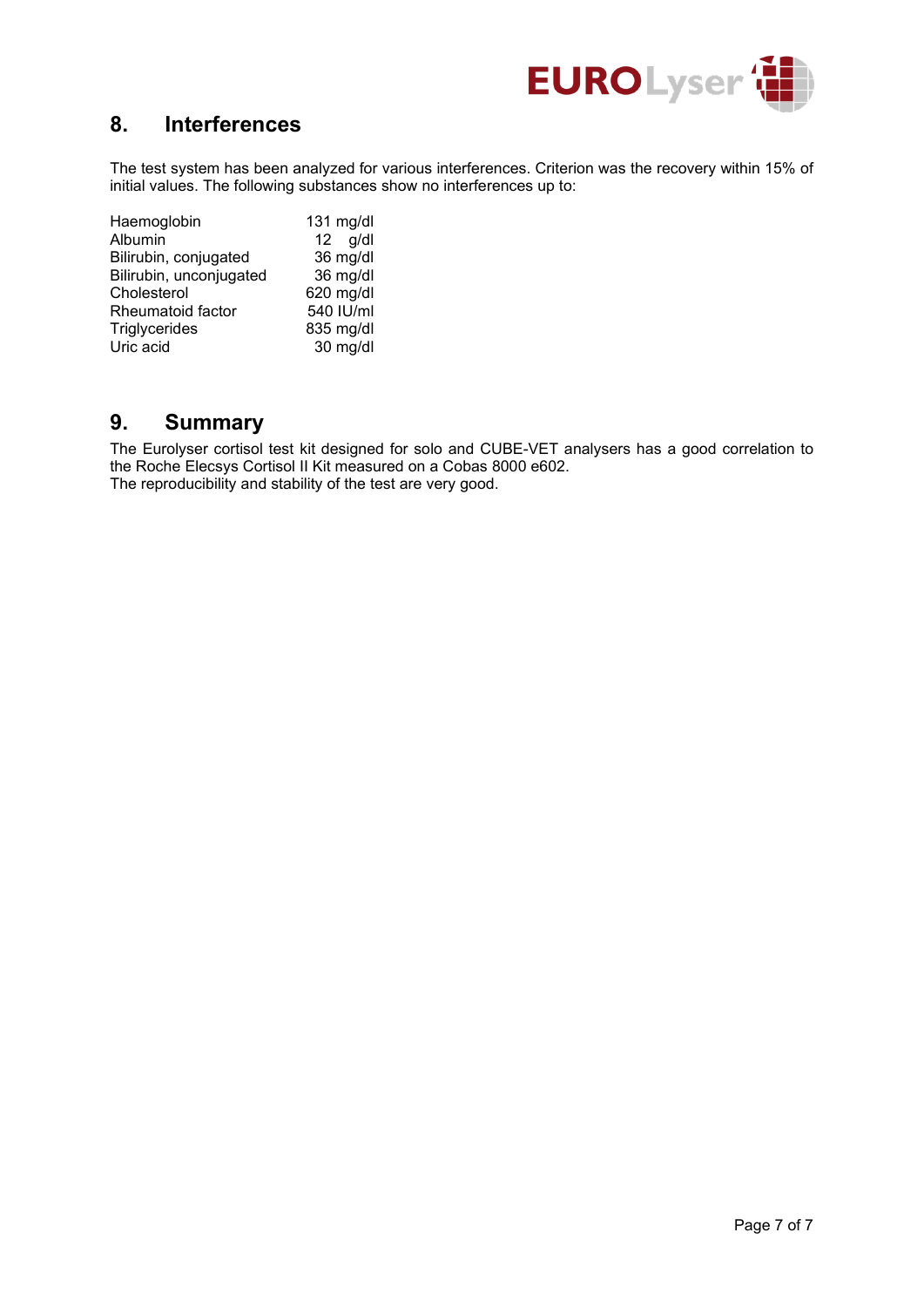## 8. Interferences

The test system has been analyzed for various interferences. Criterion was the recovery within 15% of initial values. The following substances show no interferences up to:

| | |
|---|---|
| Haemoglobin | 131 mg/dl |
| Albumin | 12 g/dl |
| Bilirubin, conjugated | 36 mg/dl |
| Bilirubin, unconjugated | 36 mg/dl |
| Cholesterol | 620 mg/dl |
| Rheumatoid factor | 540 IU/ml |
| Triglycerides | 835 mg/dl |
| Uric acid | 30 mg/dl |

## 9. Summary

The Eurolyser cortisol test kit designed for solo and CUBE-VET analysers has a good correlation to the Roche Elecsys Cortisol II Kit measured on a Cobas 8000 e602.
The reproducibility and stability of the test are very good.